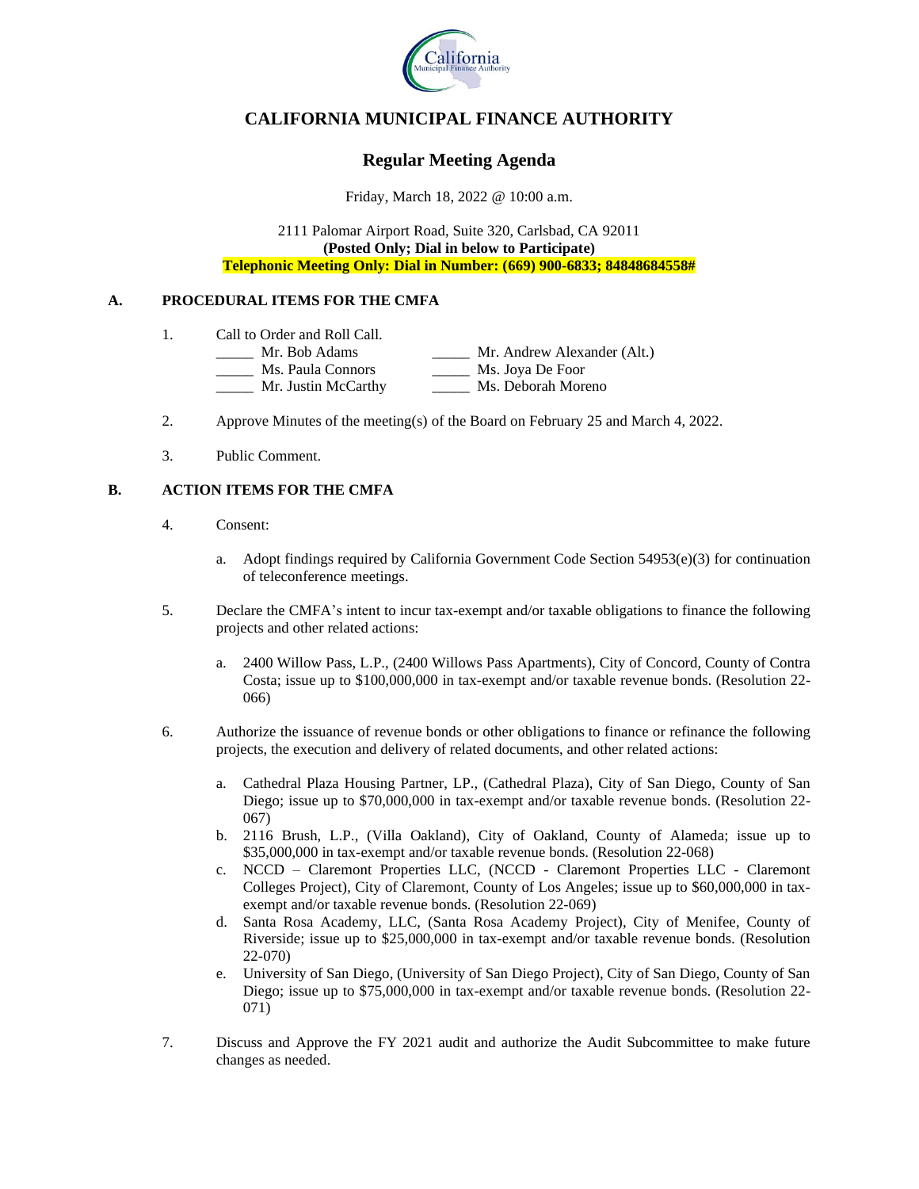# CALIFORNIA MUNICIPAL FINANCE AUTHORITY

## Regular Meeting Agenda

Friday, March 18, 2022 @ 10:00 a.m.

2111 Palomar Airport Road, Suite 320, Carlsbad, CA 92011
**(Posted Only; Dial in below to Participate)**
**Telephonic Meeting Only: Dial in Number: (669) 900-6833; 84848684558#**

### A. PROCEDURAL ITEMS FOR THE CMFA

1. Call to Order and Roll Call.

   _____ Mr. Bob Adams
   _____ Ms. Paula Connors
   _____ Mr. Justin McCarthy
   _____ Mr. Andrew Alexander (Alt.)
   _____ Ms. Joya De Foor
   _____ Ms. Deborah Moreno

2. Approve Minutes of the meeting(s) of the Board on February 25 and March 4, 2022.

3. Public Comment.

### B. ACTION ITEMS FOR THE CMFA

4. Consent:

   a. Adopt findings required by California Government Code Section 54953(e)(3) for continuation of teleconference meetings.

5. Declare the CMFA's intent to incur tax-exempt and/or taxable obligations to finance the following projects and other related actions:

   a. 2400 Willow Pass, L.P., (2400 Willows Pass Apartments), City of Concord, County of Contra Costa; issue up to $100,000,000 in tax-exempt and/or taxable revenue bonds. (Resolution 22-066)

6. Authorize the issuance of revenue bonds or other obligations to finance or refinance the following projects, the execution and delivery of related documents, and other related actions:

   a. Cathedral Plaza Housing Partner, LP., (Cathedral Plaza), City of San Diego, County of San Diego; issue up to $70,000,000 in tax-exempt and/or taxable revenue bonds. (Resolution 22-067)
   b. 2116 Brush, L.P., (Villa Oakland), City of Oakland, County of Alameda; issue up to $35,000,000 in tax-exempt and/or taxable revenue bonds. (Resolution 22-068)
   c. NCCD – Claremont Properties LLC, (NCCD - Claremont Properties LLC - Claremont Colleges Project), City of Claremont, County of Los Angeles; issue up to $60,000,000 in tax-exempt and/or taxable revenue bonds. (Resolution 22-069)
   d. Santa Rosa Academy, LLC, (Santa Rosa Academy Project), City of Menifee, County of Riverside; issue up to $25,000,000 in tax-exempt and/or taxable revenue bonds. (Resolution 22-070)
   e. University of San Diego, (University of San Diego Project), City of San Diego, County of San Diego; issue up to $75,000,000 in tax-exempt and/or taxable revenue bonds. (Resolution 22-071)

7. Discuss and Approve the FY 2021 audit and authorize the Audit Subcommittee to make future changes as needed.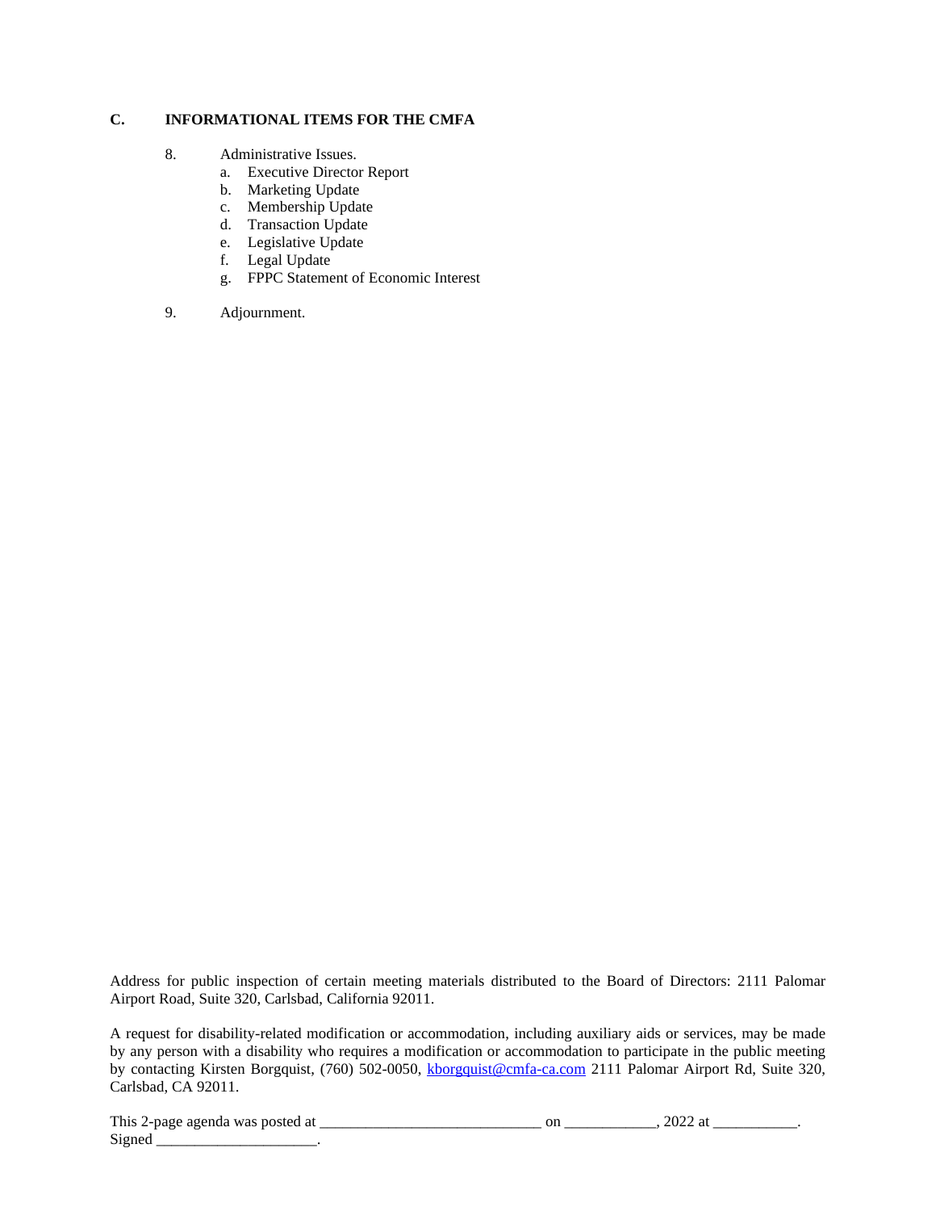## C. INFORMATIONAL ITEMS FOR THE CMFA

8. Administrative Issues.
   a. Executive Director Report
   b. Marketing Update
   c. Membership Update
   d. Transaction Update
   e. Legislative Update
   f. Legal Update
   g. FPPC Statement of Economic Interest

9. Adjournment.

Address for public inspection of certain meeting materials distributed to the Board of Directors: 2111 Palomar Airport Road, Suite 320, Carlsbad, California 92011.

A request for disability-related modification or accommodation, including auxiliary aids or services, may be made by any person with a disability who requires a modification or accommodation to participate in the public meeting by contacting Kirsten Borgquist, (760) 502-0050, kborgquist@cmfa-ca.com 2111 Palomar Airport Rd, Suite 320, Carlsbad, CA 92011.

This 2-page agenda was posted at ____________________________ on ____________, 2022 at ___________.
Signed _____________________.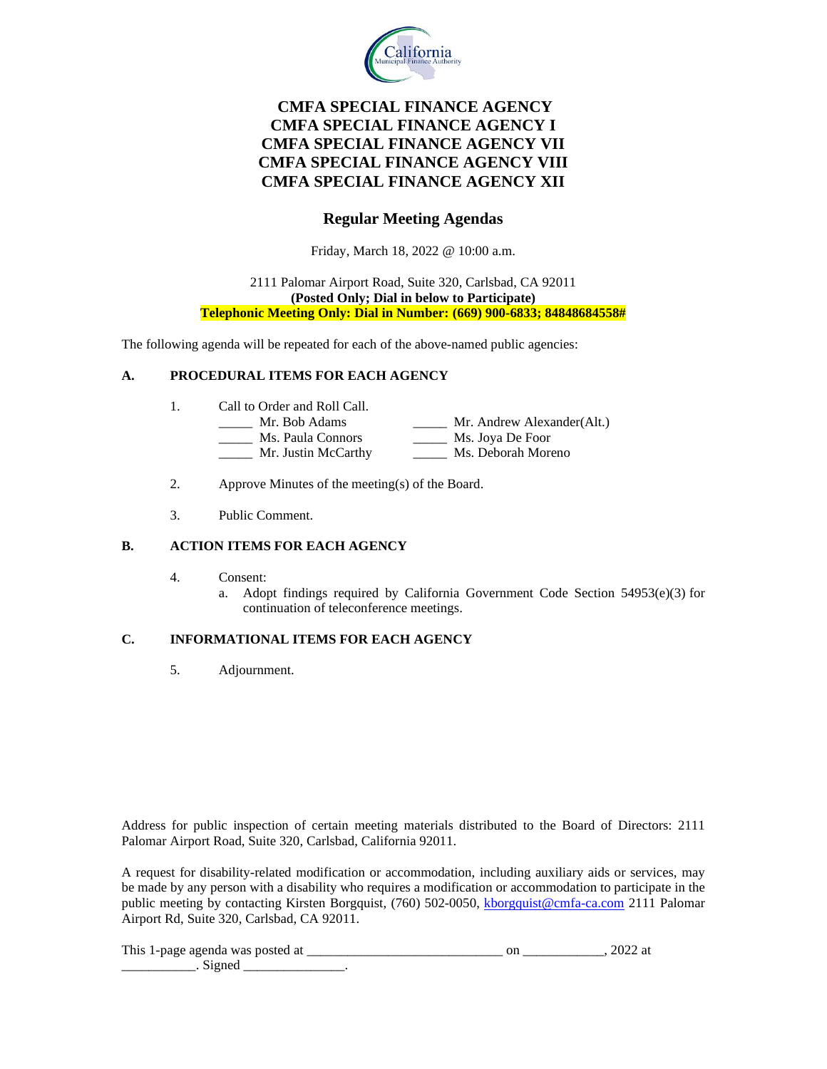# CMFA SPECIAL FINANCE AGENCY
# CMFA SPECIAL FINANCE AGENCY I
# CMFA SPECIAL FINANCE AGENCY VII
# CMFA SPECIAL FINANCE AGENCY VIII
# CMFA SPECIAL FINANCE AGENCY XII

## Regular Meeting Agendas

Friday, March 18, 2022 @ 10:00 a.m.

2111 Palomar Airport Road, Suite 320, Carlsbad, CA 92011
**(Posted Only; Dial in below to Participate)**
**Telephonic Meeting Only: Dial in Number: (669) 900-6833; 84848684558#**

The following agenda will be repeated for each of the above-named public agencies:

### A. PROCEDURAL ITEMS FOR EACH AGENCY

1. Call to Order and Roll Call.

   _____ Mr. Bob Adams
   _____ Ms. Paula Connors
   _____ Mr. Justin McCarthy
   _____ Mr. Andrew Alexander(Alt.)
   _____ Ms. Joya De Foor
   _____ Ms. Deborah Moreno

2. Approve Minutes of the meeting(s) of the Board.

3. Public Comment.

### B. ACTION ITEMS FOR EACH AGENCY

4. Consent:
   a. Adopt findings required by California Government Code Section 54953(e)(3) for continuation of teleconference meetings.

### C. INFORMATIONAL ITEMS FOR EACH AGENCY

5. Adjournment.

Address for public inspection of certain meeting materials distributed to the Board of Directors: 2111 Palomar Airport Road, Suite 320, Carlsbad, California 92011.

A request for disability-related modification or accommodation, including auxiliary aids or services, may be made by any person with a disability who requires a modification or accommodation to participate in the public meeting by contacting Kirsten Borgquist, (760) 502-0050, kborgquist@cmfa-ca.com 2111 Palomar Airport Rd, Suite 320, Carlsbad, CA 92011.

This 1-page agenda was posted at ____________________________ on ____________, 2022 at ___________. Signed _______________.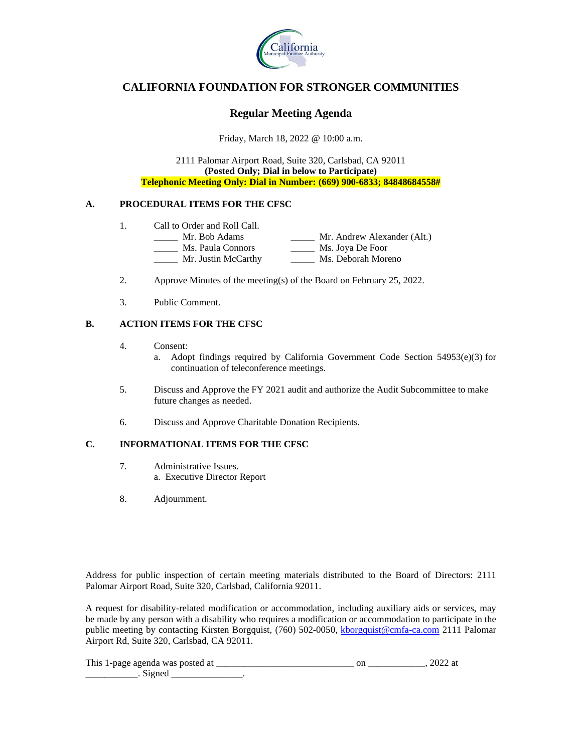# CALIFORNIA FOUNDATION FOR STRONGER COMMUNITIES

## Regular Meeting Agenda

Friday, March 18, 2022 @ 10:00 a.m.

2111 Palomar Airport Road, Suite 320, Carlsbad, CA 92011
**(Posted Only; Dial in below to Participate)**
**Telephonic Meeting Only: Dial in Number: (669) 900-6833; 84848684558#**

### A. PROCEDURAL ITEMS FOR THE CFSC

1. Call to Order and Roll Call.

_____ Mr. Bob Adams
_____ Ms. Paula Connors
_____ Mr. Justin McCarthy
_____ Mr. Andrew Alexander (Alt.)
_____ Ms. Joya De Foor
_____ Ms. Deborah Moreno

2. Approve Minutes of the meeting(s) of the Board on February 25, 2022.

3. Public Comment.

### B. ACTION ITEMS FOR THE CFSC

4. Consent:
   a. Adopt findings required by California Government Code Section 54953(e)(3) for continuation of teleconference meetings.

5. Discuss and Approve the FY 2021 audit and authorize the Audit Subcommittee to make future changes as needed.

6. Discuss and Approve Charitable Donation Recipients.

### C. INFORMATIONAL ITEMS FOR THE CFSC

7. Administrative Issues.
   a. Executive Director Report

8. Adjournment.

Address for public inspection of certain meeting materials distributed to the Board of Directors: 2111 Palomar Airport Road, Suite 320, Carlsbad, California 92011.

A request for disability-related modification or accommodation, including auxiliary aids or services, may be made by any person with a disability who requires a modification or accommodation to participate in the public meeting by contacting Kirsten Borgquist, (760) 502-0050, kborgquist@cmfa-ca.com 2111 Palomar Airport Rd, Suite 320, Carlsbad, CA 92011.

This 1-page agenda was posted at ____________________________ on ____________, 2022 at ___________. Signed _______________.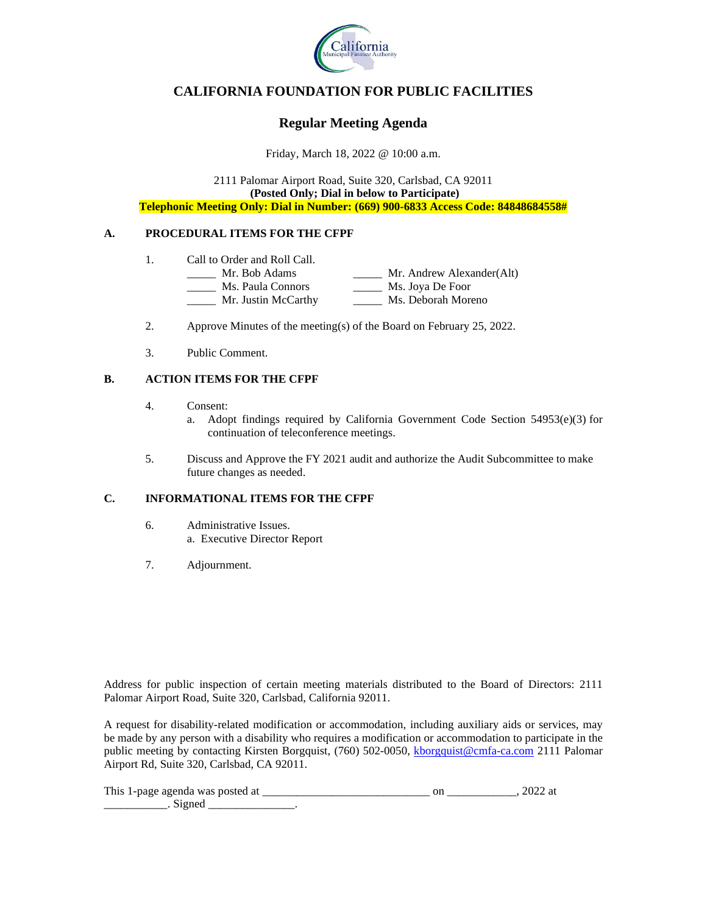# CALIFORNIA FOUNDATION FOR PUBLIC FACILITIES

## Regular Meeting Agenda

Friday, March 18, 2022 @ 10:00 a.m.

2111 Palomar Airport Road, Suite 320, Carlsbad, CA 92011
**(Posted Only; Dial in below to Participate)**
**Telephonic Meeting Only: Dial in Number: (669) 900-6833 Access Code: 84848684558#**

### A. PROCEDURAL ITEMS FOR THE CFPF

1. Call to Order and Roll Call.

   _____ Mr. Bob Adams
   _____ Ms. Paula Connors
   _____ Mr. Justin McCarthy
   _____ Mr. Andrew Alexander(Alt)
   _____ Ms. Joya De Foor
   _____ Ms. Deborah Moreno

2. Approve Minutes of the meeting(s) of the Board on February 25, 2022.

3. Public Comment.

### B. ACTION ITEMS FOR THE CFPF

4. Consent:
   a. Adopt findings required by California Government Code Section 54953(e)(3) for continuation of teleconference meetings.

5. Discuss and Approve the FY 2021 audit and authorize the Audit Subcommittee to make future changes as needed.

### C. INFORMATIONAL ITEMS FOR THE CFPF

6. Administrative Issues.
   a. Executive Director Report

7. Adjournment.

Address for public inspection of certain meeting materials distributed to the Board of Directors: 2111 Palomar Airport Road, Suite 320, Carlsbad, California 92011.

A request for disability-related modification or accommodation, including auxiliary aids or services, may be made by any person with a disability who requires a modification or accommodation to participate in the public meeting by contacting Kirsten Borgquist, (760) 502-0050, kborgquist@cmfa-ca.com 2111 Palomar Airport Rd, Suite 320, Carlsbad, CA 92011.

This 1-page agenda was posted at ____________________________ on ___________, 2022 at ___________. Signed _______________.